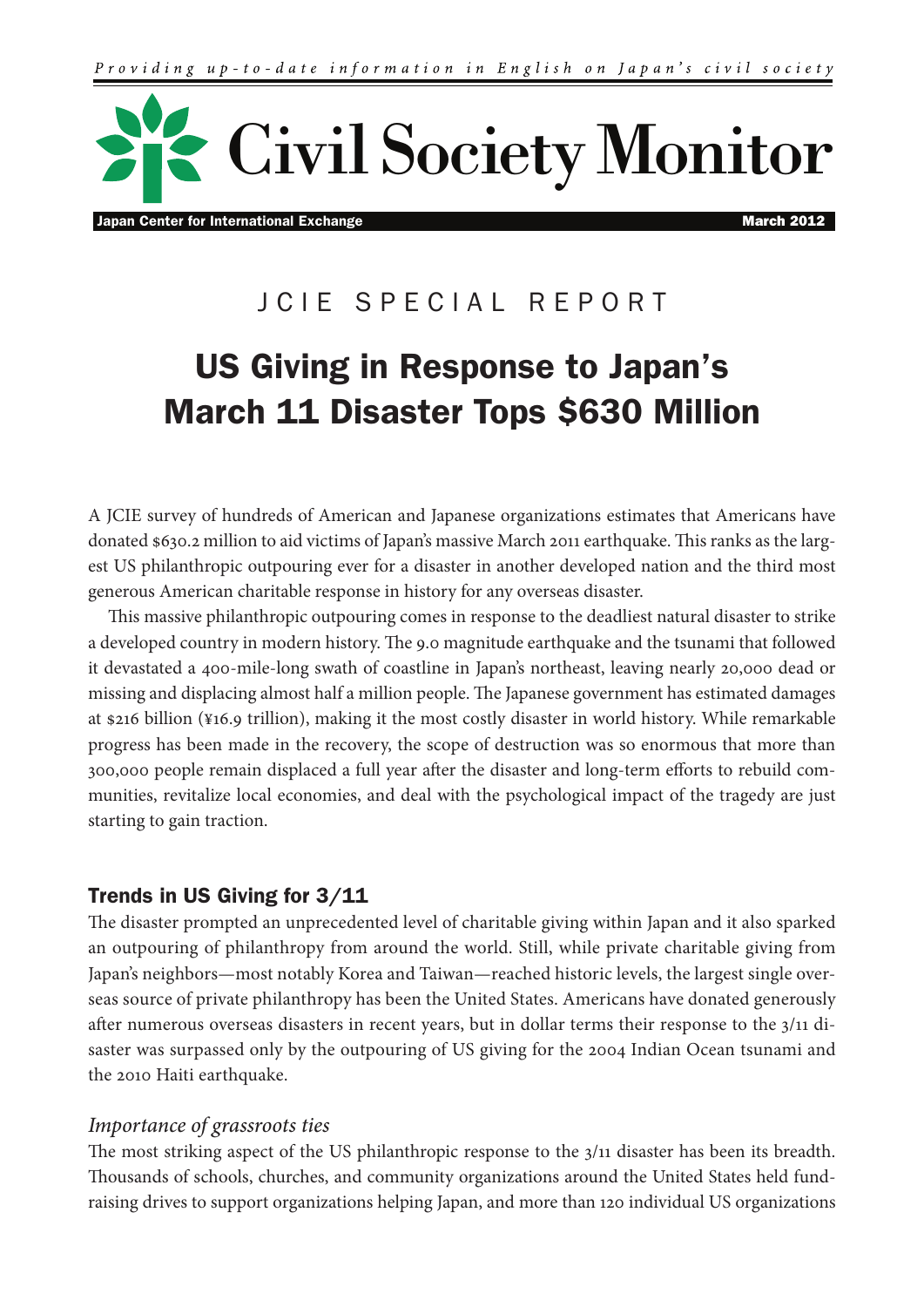*Providing up-to-date information in English on Japan's civil society*

# Civil Society Monitor

**Japan Center for International Exchange** **March 2012**

JCIE SPECIAL REPORT

## US Giving in Response to Japan's March 11 Disaster Tops $630 Million

A JCIE survey of hundreds of American and Japanese organizations estimates that Americans have donated $630.2 million to aid victims of Japan's massive March 2011 earthquake. This ranks as the largest US philanthropic outpouring ever for a disaster in another developed nation and the third most generous American charitable response in history for any overseas disaster.

This massive philanthropic outpouring comes in response to the deadliest natural disaster to strike a developed country in modern history. The 9.0 magnitude earthquake and the tsunami that followed it devastated a 400-mile-long swath of coastline in Japan's northeast, leaving nearly 20,000 dead or missing and displacing almost half a million people. The Japanese government has estimated damages at $216 billion (¥16.9 trillion), making it the most costly disaster in world history. While remarkable progress has been made in the recovery, the scope of destruction was so enormous that more than 300,000 people remain displaced a full year after the disaster and long-term efforts to rebuild communities, revitalize local economies, and deal with the psychological impact of the tragedy are just starting to gain traction.

### Trends in US Giving for 3/11

The disaster prompted an unprecedented level of charitable giving within Japan and it also sparked an outpouring of philanthropy from around the world. Still, while private charitable giving from Japan's neighbors—most notably Korea and Taiwan—reached historic levels, the largest single overseas source of private philanthropy has been the United States. Americans have donated generously after numerous overseas disasters in recent years, but in dollar terms their response to the 3/11 disaster was surpassed only by the outpouring of US giving for the 2004 Indian Ocean tsunami and the 2010 Haiti earthquake.

#### *Importance of grassroots ties*

The most striking aspect of the US philanthropic response to the 3/11 disaster has been its breadth. Thousands of schools, churches, and community organizations around the United States held fundraising drives to support organizations helping Japan, and more than 120 individual US organizations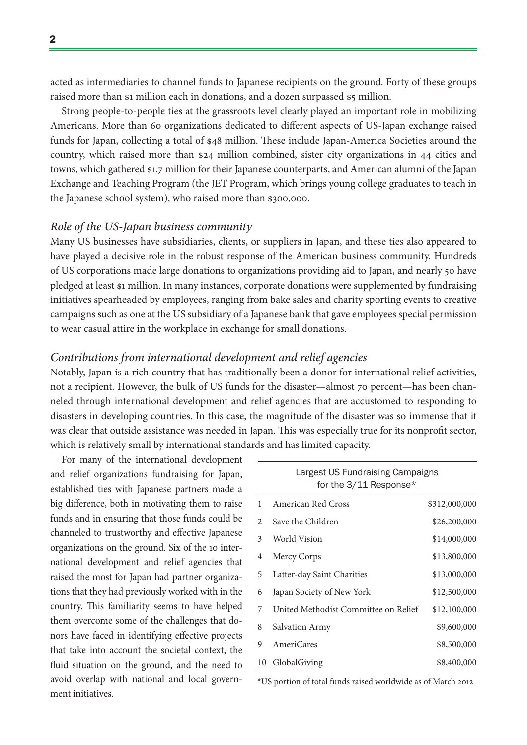acted as intermediaries to channel funds to Japanese recipients on the ground. Forty of these groups raised more than $1 million each in donations, and a dozen surpassed $5 million.

Strong people-to-people ties at the grassroots level clearly played an important role in mobilizing Americans. More than 60 organizations dedicated to different aspects of US-Japan exchange raised funds for Japan, collecting a total of $48 million. These include Japan-America Societies around the country, which raised more than $24 million combined, sister city organizations in 44 cities and towns, which gathered $1.7 million for their Japanese counterparts, and American alumni of the Japan Exchange and Teaching Program (the JET Program, which brings young college graduates to teach in the Japanese school system), who raised more than $300,000.

### *Role of the US-Japan business community*

Many US businesses have subsidiaries, clients, or suppliers in Japan, and these ties also appeared to have played a decisive role in the robust response of the American business community. Hundreds of US corporations made large donations to organizations providing aid to Japan, and nearly 50 have pledged at least $1 million. In many instances, corporate donations were supplemented by fundraising initiatives spearheaded by employees, ranging from bake sales and charity sporting events to creative campaigns such as one at the US subsidiary of a Japanese bank that gave employees special permission to wear casual attire in the workplace in exchange for small donations.

### *Contributions from international development and relief agencies*

Notably, Japan is a rich country that has traditionally been a donor for international relief activities, not a recipient. However, the bulk of US funds for the disaster—almost 70 percent—has been channeled through international development and relief agencies that are accustomed to responding to disasters in developing countries. In this case, the magnitude of the disaster was so immense that it was clear that outside assistance was needed in Japan. This was especially true for its nonprofit sector, which is relatively small by international standards and has limited capacity.

For many of the international development and relief organizations fundraising for Japan, established ties with Japanese partners made a big difference, both in motivating them to raise funds and in ensuring that those funds could be channeled to trustworthy and effective Japanese organizations on the ground. Six of the 10 international development and relief agencies that raised the most for Japan had partner organizations that they had previously worked with in the country. This familiarity seems to have helped them overcome some of the challenges that donors have faced in identifying effective projects that take into account the societal context, the fluid situation on the ground, and the need to avoid overlap with national and local government initiatives.

Largest US Fundraising Campaigns for the 3/11 Response*

| | Organization | Amount |
|---|---|---|
| 1 | American Red Cross | $312,000,000 |
| 2 | Save the Children | $26,200,000 |
| 3 | World Vision | $14,000,000 |
| 4 | Mercy Corps | $13,800,000 |
| 5 | Latter-day Saint Charities | $13,000,000 |
| 6 | Japan Society of New York | $12,500,000 |
| 7 | United Methodist Committee on Relief | $12,100,000 |
| 8 | Salvation Army | $9,600,000 |
| 9 | AmeriCares | $8,500,000 |
| 10 | GlobalGiving | $8,400,000 |

*US portion of total funds raised worldwide as of March 2012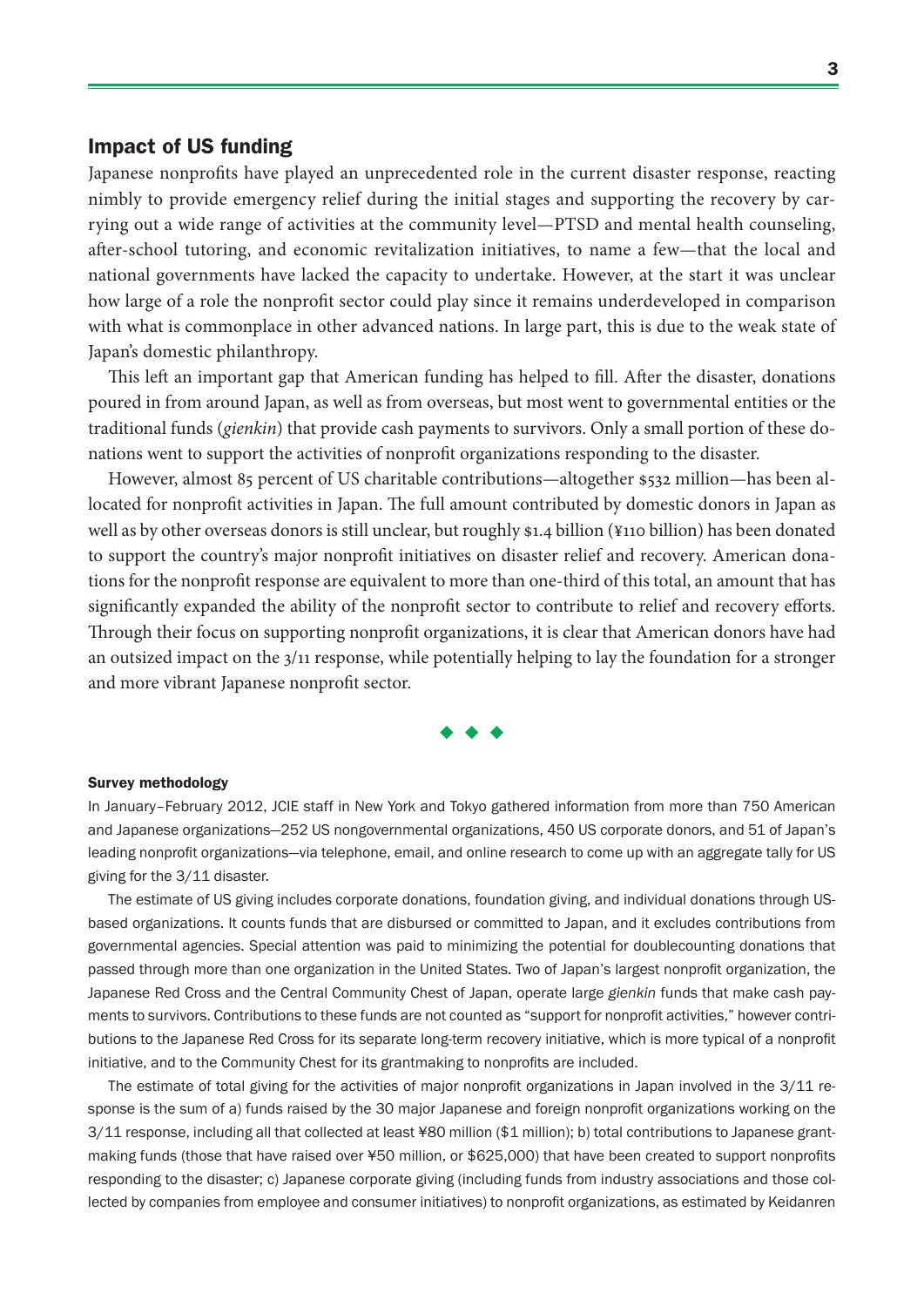## Impact of US funding

Japanese nonprofits have played an unprecedented role in the current disaster response, reacting nimbly to provide emergency relief during the initial stages and supporting the recovery by carrying out a wide range of activities at the community level—PTSD and mental health counseling, after-school tutoring, and economic revitalization initiatives, to name a few—that the local and national governments have lacked the capacity to undertake. However, at the start it was unclear how large of a role the nonprofit sector could play since it remains underdeveloped in comparison with what is commonplace in other advanced nations. In large part, this is due to the weak state of Japan's domestic philanthropy.

This left an important gap that American funding has helped to fill. After the disaster, donations poured in from around Japan, as well as from overseas, but most went to governmental entities or the traditional funds (*gienkin*) that provide cash payments to survivors. Only a small portion of these donations went to support the activities of nonprofit organizations responding to the disaster.

However, almost 85 percent of US charitable contributions—altogether $532 million—has been allocated for nonprofit activities in Japan. The full amount contributed by domestic donors in Japan as well as by other overseas donors is still unclear, but roughly $1.4 billion (¥110 billion) has been donated to support the country's major nonprofit initiatives on disaster relief and recovery. American donations for the nonprofit response are equivalent to more than one-third of this total, an amount that has significantly expanded the ability of the nonprofit sector to contribute to relief and recovery efforts. Through their focus on supporting nonprofit organizations, it is clear that American donors have had an outsized impact on the 3/11 response, while potentially helping to lay the foundation for a stronger and more vibrant Japanese nonprofit sector.

◆ ◆ ◆

#### Survey methodology

In January–February 2012, JCIE staff in New York and Tokyo gathered information from more than 750 American and Japanese organizations—252 US nongovernmental organizations, 450 US corporate donors, and 51 of Japan's leading nonprofit organizations—via telephone, email, and online research to come up with an aggregate tally for US giving for the 3/11 disaster.

The estimate of US giving includes corporate donations, foundation giving, and individual donations through US-based organizations. It counts funds that are disbursed or committed to Japan, and it excludes contributions from governmental agencies. Special attention was paid to minimizing the potential for doublecounting donations that passed through more than one organization in the United States. Two of Japan's largest nonprofit organization, the Japanese Red Cross and the Central Community Chest of Japan, operate large *gienkin* funds that make cash payments to survivors. Contributions to these funds are not counted as "support for nonprofit activities," however contributions to the Japanese Red Cross for its separate long-term recovery initiative, which is more typical of a nonprofit initiative, and to the Community Chest for its grantmaking to nonprofits are included.

The estimate of total giving for the activities of major nonprofit organizations in Japan involved in the 3/11 response is the sum of a) funds raised by the 30 major Japanese and foreign nonprofit organizations working on the 3/11 response, including all that collected at least ¥80 million ($1 million); b) total contributions to Japanese grantmaking funds (those that have raised over ¥50 million, or $625,000) that have been created to support nonprofits responding to the disaster; c) Japanese corporate giving (including funds from industry associations and those collected by companies from employee and consumer initiatives) to nonprofit organizations, as estimated by Keidanren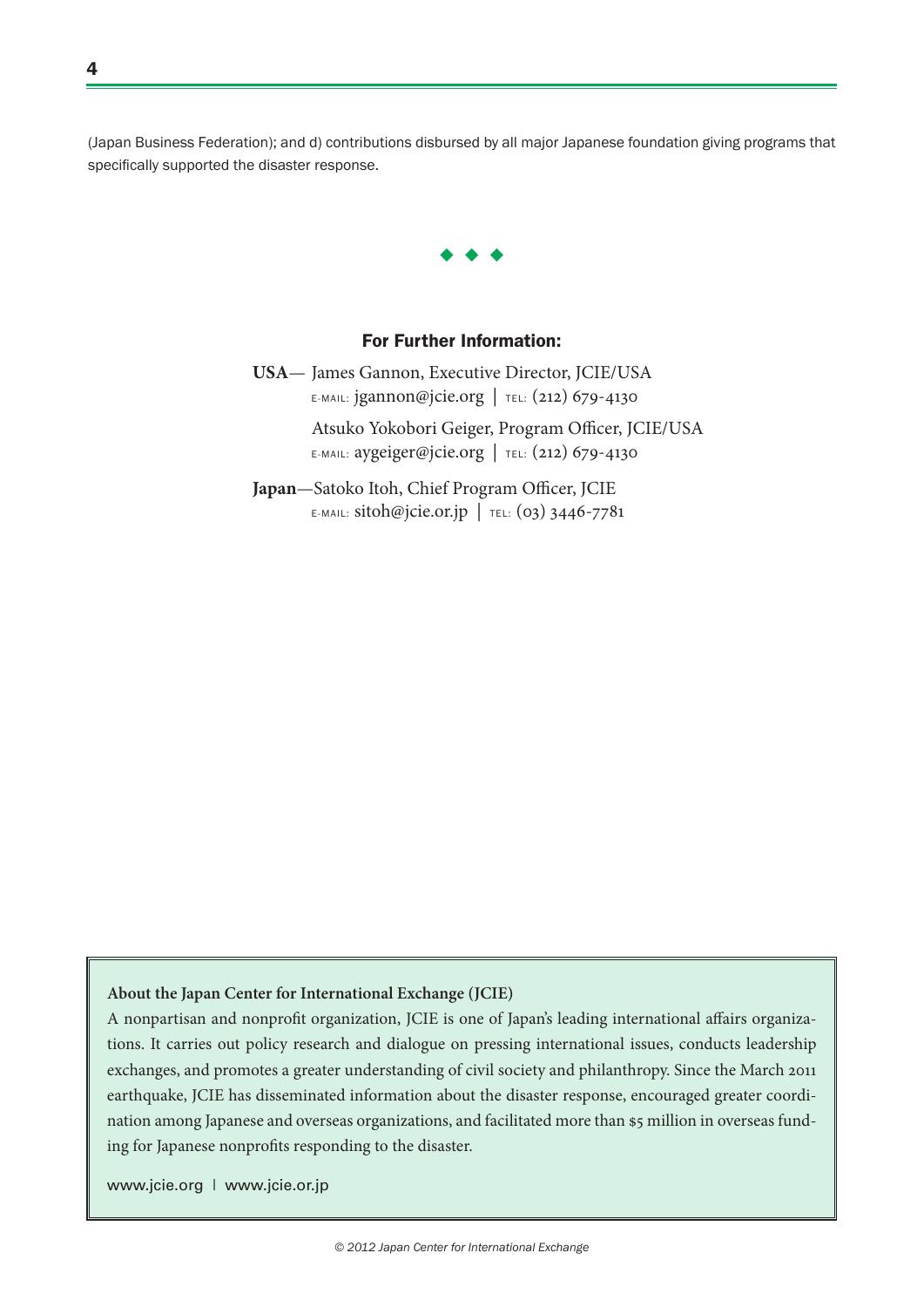(Japan Business Federation); and d) contributions disbursed by all major Japanese foundation giving programs that specifically supported the disaster response.

◆ ◆ ◆

### For Further Information:

**USA**— James Gannon, Executive Director, JCIE/USA
E-MAIL: jgannon@jcie.org | TEL: (212) 679-4130

Atsuko Yokobori Geiger, Program Officer, JCIE/USA
E-MAIL: aygeiger@jcie.org | TEL: (212) 679-4130

**Japan**—Satoko Itoh, Chief Program Officer, JCIE
E-MAIL: sitoh@jcie.or.jp | TEL: (03) 3446-7781

**About the Japan Center for International Exchange (JCIE)**

A nonpartisan and nonprofit organization, JCIE is one of Japan's leading international affairs organizations. It carries out policy research and dialogue on pressing international issues, conducts leadership exchanges, and promotes a greater understanding of civil society and philanthropy. Since the March 2011 earthquake, JCIE has disseminated information about the disaster response, encouraged greater coordination among Japanese and overseas organizations, and facilitated more than $5 million in overseas funding for Japanese nonprofits responding to the disaster.

www.jcie.org | www.jcie.or.jp

*© 2012 Japan Center for International Exchange*